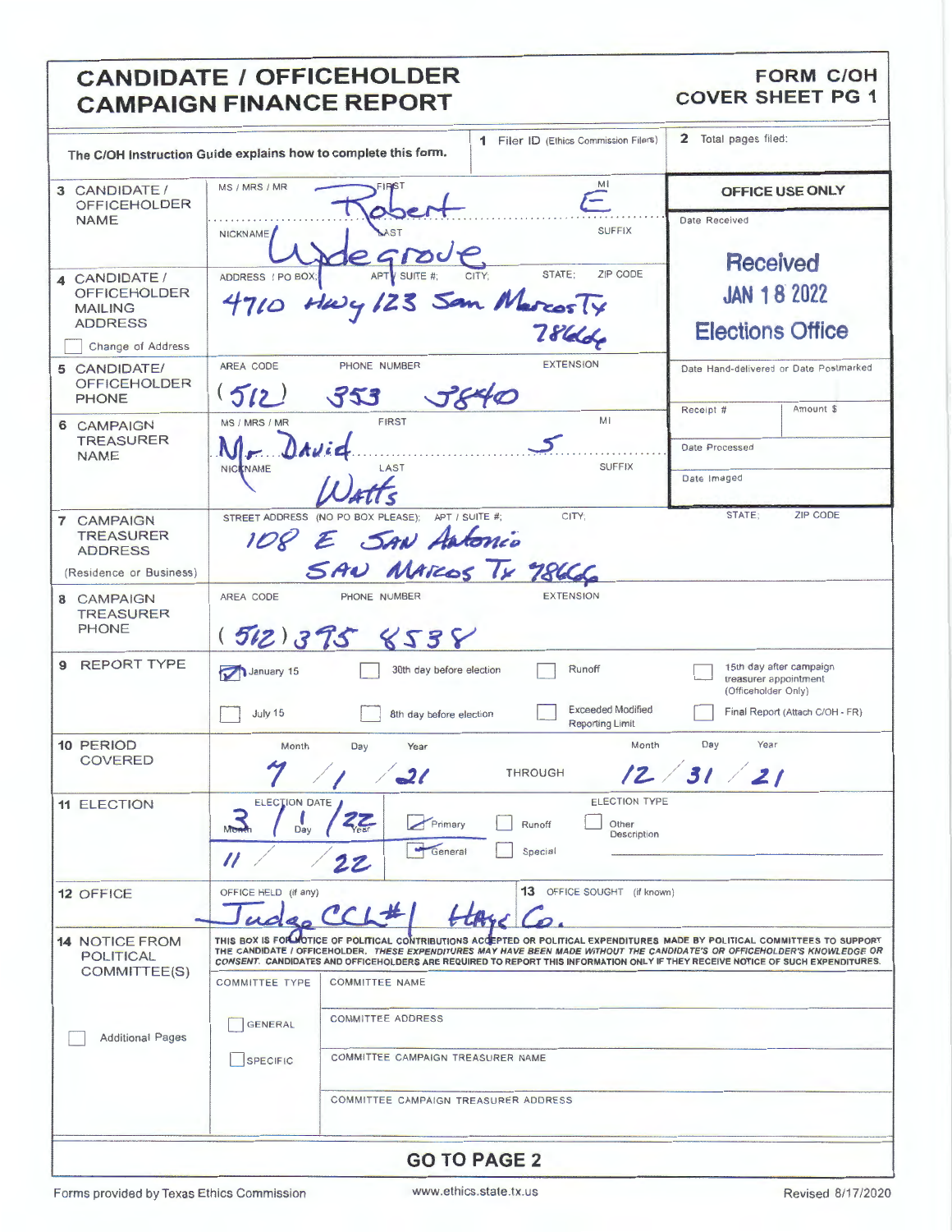# CANDIDATE / OFFICEHOLDER CAMPAIGN FINANCE REPORT

## FORM C/OH COVER SHEET PG 1

The C/OH Instruction Guide explains how to complete this form.

**1** Filer ID (Ethics Commission Filers):

**2** Total pages filed:

**OFFICE USE ONLY**

Date Received: Received JAN 18 2022 Elections Office

Date Hand-delivered or Date Postmarked:

Receipt #:

Amount $:

Date Processed:

Date Imaged:

**3 CANDIDATE / OFFICEHOLDER NAME**

MS / MRS / MR:

FIRST: Robert

MI: E

NICKNAME:

LAST: Updegrove

SUFFIX:

**4 CANDIDATE / OFFICEHOLDER MAILING ADDRESS**

☐ Change of Address

ADDRESS / PO BOX; APT / SUITE #; CITY; STATE; ZIP CODE: 4710 Hwy 123 San Marcos Tx 78666

**5 CANDIDATE / OFFICEHOLDER PHONE**

AREA CODE / PHONE NUMBER / EXTENSION: (512) 353 5840

**6 CAMPAIGN TREASURER NAME**

MS / MRS / MR: Mr.

FIRST: David

MI: S

NICKNAME:

LAST: Watts

SUFFIX:

**7 CAMPAIGN TREASURER ADDRESS** (Residence or Business)

STREET ADDRESS (NO PO BOX PLEASE); APT / SUITE #; CITY; STATE; ZIP CODE: 108 E San Antonio San Marcos Tx 78666

**8 CAMPAIGN TREASURER PHONE**

AREA CODE / PHONE NUMBER / EXTENSION: (512) 395 8538

**9 REPORT TYPE**

- ☑ January 15
- ☐ 30th day before election
- ☐ Runoff
- ☐ 15th day after campaign treasurer appointment (Officeholder Only)
- ☐ July 15
- ☐ 8th day before election
- ☐ Exceeded Modified Reporting Limit
- ☐ Final Report (Attach C/OH - FR)

**10 PERIOD COVERED**

Month / Day / Year: 7 / 1 / 21 THROUGH Month / Day / Year: 12 / 31 / 21

**11 ELECTION**

| ELECTION DATE | ELECTION TYPE | | |
|---|---|---|---|
| 3 / 1 / 22 | ☑ Primary | ☐ Runoff | ☐ Other Description |
| 11 / / 22 | ☑ General | ☐ Special | |

**12 OFFICE**

OFFICE HELD (if any): Judge CCL#1 Hays Co.

**13** OFFICE SOUGHT (if known):

**14 NOTICE FROM POLITICAL COMMITTEE(S)**

THIS BOX IS FOR NOTICE OF POLITICAL CONTRIBUTIONS ACCEPTED OR POLITICAL EXPENDITURES MADE BY POLITICAL COMMITTEES TO SUPPORT THE CANDIDATE / OFFICEHOLDER. *THESE EXPENDITURES MAY HAVE BEEN MADE WITHOUT THE CANDIDATE'S OR OFFICEHOLDER'S KNOWLEDGE OR CONSENT.* CANDIDATES AND OFFICEHOLDERS ARE REQUIRED TO REPORT THIS INFORMATION ONLY IF THEY RECEIVE NOTICE OF SUCH EXPENDITURES.

☐ Additional Pages

COMMITTEE TYPE: ☐ GENERAL ☐ SPECIFIC

COMMITTEE NAME:

COMMITTEE ADDRESS:

COMMITTEE CAMPAIGN TREASURER NAME:

COMMITTEE CAMPAIGN TREASURER ADDRESS:

**GO TO PAGE 2**

Forms provided by Texas Ethics Commission www.ethics.state.tx.us Revised 8/17/2020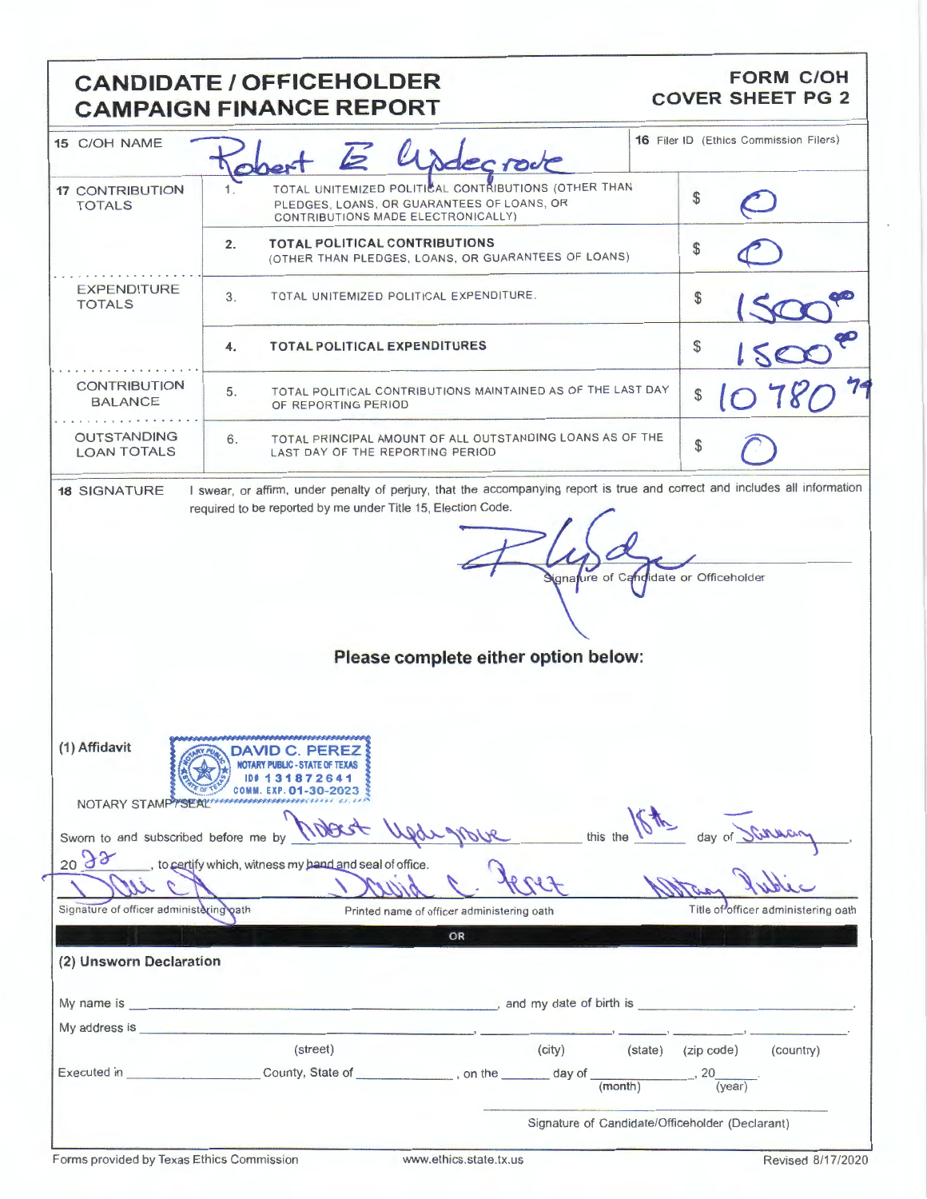# CANDIDATE / OFFICEHOLDER CAMPAIGN FINANCE REPORT

**FORM C/OH COVER SHEET PG 2**

| | | | |
|---|---|---|---|
| **15** C/OH NAME | Robert E Updegrove | | **16** Filer ID (Ethics Commission Filers) |
| **17** CONTRIBUTION TOTALS | 1. | TOTAL UNITEMIZED POLITICAL CONTRIBUTIONS (OTHER THAN PLEDGES, LOANS, OR GUARANTEES OF LOANS, OR CONTRIBUTIONS MADE ELECTRONICALLY) | $ 0 |
| | 2. | **TOTAL POLITICAL CONTRIBUTIONS** (OTHER THAN PLEDGES, LOANS, OR GUARANTEES OF LOANS) | $ 0 |
| EXPENDITURE TOTALS | 3. | TOTAL UNITEMIZED POLITICAL EXPENDITURE. | $ 1500.00 |
| | 4. | **TOTAL POLITICAL EXPENDITURES** | $ 1500.00 |
| CONTRIBUTION BALANCE | 5. | TOTAL POLITICAL CONTRIBUTIONS MAINTAINED AS OF THE LAST DAY OF REPORTING PERIOD | $ 10780.74 |
| OUTSTANDING LOAN TOTALS | 6. | TOTAL PRINCIPAL AMOUNT OF ALL OUTSTANDING LOANS AS OF THE LAST DAY OF THE REPORTING PERIOD | $ 0 |

**18** SIGNATURE

I swear, or affirm, under penalty of perjury, that the accompanying report is true and correct and includes all information required to be reported by me under Title 15, Election Code.

Signature of Candidate or Officeholder

**Please complete either option below:**

**(1) Affidavit**

NOTARY STAMP / SEAL

DAVID C. PEREZ
NOTARY PUBLIC - STATE OF TEXAS
ID# 131872641
COMM. EXP. 01-30-2023

Sworn to and subscribed before me by Robert Updegrove this the 18th day of January, 20 22, to certify which, witness my hand and seal of office.

Signature of officer administering oath | David C. Perez — Printed name of officer administering oath | Notary Public — Title of officer administering oath

OR

**(2) Unsworn Declaration**

My name is ______________________________, and my date of birth is ______________________.

My address is ______________________, ______________, ______, __________, ______________.
(street) (city) (state) (zip code) (country)

Executed in ______________ County, State of ______________, on the ______ day of ______________ (month), 20______ (year).

Signature of Candidate/Officeholder (Declarant)

Forms provided by Texas Ethics Commission — www.ethics.state.tx.us — Revised 8/17/2020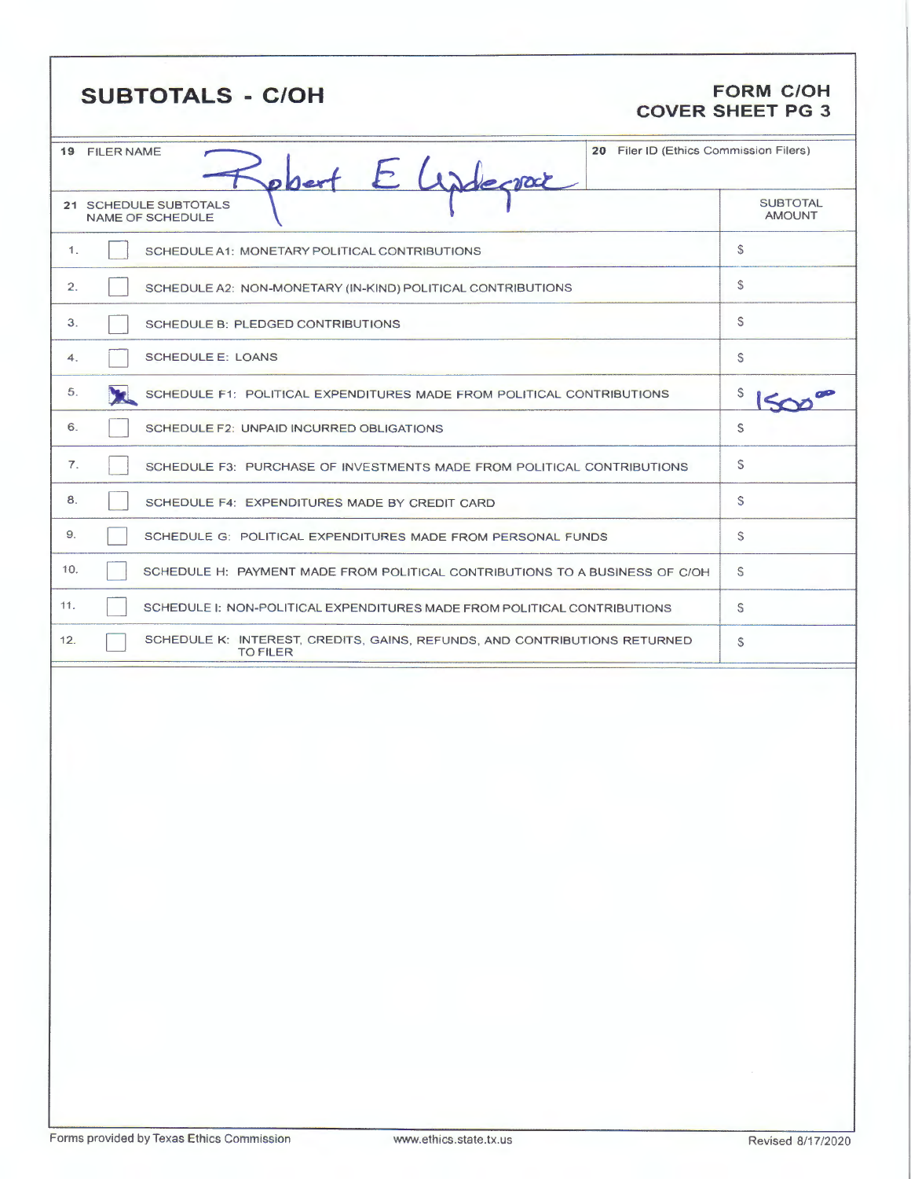# SUBTOTALS - C/OH

**FORM C/OH**
**COVER SHEET PG 3**

| 19 FILER NAME | 20 Filer ID (Ethics Commission Filers) |
|---|---|
| Robert E Underwood | |

| 21 SCHEDULE SUBTOTALS NAME OF SCHEDULE | | SUBTOTAL AMOUNT |
|---|---|---|
| 1. | [ ] SCHEDULE A1: MONETARY POLITICAL CONTRIBUTIONS | $ |
| 2. | [ ] SCHEDULE A2: NON-MONETARY (IN-KIND) POLITICAL CONTRIBUTIONS | $ |
| 3. | [ ] SCHEDULE B: PLEDGED CONTRIBUTIONS | $ |
| 4. | [ ] SCHEDULE E: LOANS | $ |
| 5. | [X] SCHEDULE F1: POLITICAL EXPENDITURES MADE FROM POLITICAL CONTRIBUTIONS | $ 1500.00 |
| 6. | [ ] SCHEDULE F2: UNPAID INCURRED OBLIGATIONS | $ |
| 7. | [ ] SCHEDULE F3: PURCHASE OF INVESTMENTS MADE FROM POLITICAL CONTRIBUTIONS | $ |
| 8. | [ ] SCHEDULE F4: EXPENDITURES MADE BY CREDIT CARD | $ |
| 9. | [ ] SCHEDULE G: POLITICAL EXPENDITURES MADE FROM PERSONAL FUNDS | $ |
| 10. | [ ] SCHEDULE H: PAYMENT MADE FROM POLITICAL CONTRIBUTIONS TO A BUSINESS OF C/OH | $ |
| 11. | [ ] SCHEDULE I: NON-POLITICAL EXPENDITURES MADE FROM POLITICAL CONTRIBUTIONS | $ |
| 12. | [ ] SCHEDULE K: INTEREST, CREDITS, GAINS, REFUNDS, AND CONTRIBUTIONS RETURNED TO FILER | $ |

Forms provided by Texas Ethics Commission www.ethics.state.tx.us Revised 8/17/2020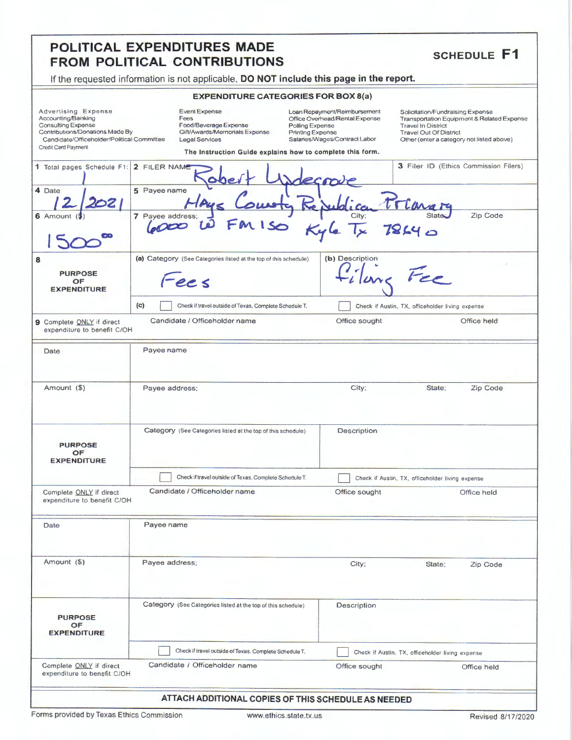# POLITICAL EXPENDITURES MADE FROM POLITICAL CONTRIBUTIONS

## SCHEDULE F1

If the requested information is not applicable, **DO NOT include this page in the report.**

### EXPENDITURE CATEGORIES FOR BOX 8(a)

| | | | |
|---|---|---|---|
| Advertising Expense | Event Expense | Loan Repayment/Reimbursement | Solicitation/Fundraising Expense |
| Accounting/Banking | Fees | Office Overhead/Rental Expense | Transportation Equipment & Related Expense |
| Consulting Expense | Food/Beverage Expense | Polling Expense | Travel In District |
| Contributions/Donations Made By Candidate/Officeholder/Political Committee | Gift/Awards/Memorials Expense | Printing Expense | Travel Out Of District |
| Credit Card Payment | Legal Services | Salaries/Wages/Contract Labor | Other (enter a category not listed above) |

**The Instruction Guide explains how to complete this form.**

| | | | | |
|---|---|---|---|---|
| 1 Total pages Schedule F1: 1 | 2 FILER NAME Robert Updegrove | | 3 Filer ID (Ethics Commission Filers) | |
| 4 Date 12/2021 | 5 Payee name Hays County Republican Primary | | | |
| 6 Amount ($) 1500.00 | 7 Payee address; 6000 W FM 150 | City; Kyle | State; Tx | Zip Code 78640 |
| 8 PURPOSE OF EXPENDITURE | (a) Category (See Categories listed at the top of this schedule) Fees | (b) Description Filing Fee | | |
| | (c) ☐ Check if travel outside of Texas. Complete Schedule T. | ☐ Check if Austin, TX, officeholder living expense | | |
| 9 Complete ONLY if direct expenditure to benefit C/OH | Candidate / Officeholder name | Office sought | Office held | |

| | | | | |
|---|---|---|---|---|
| Date | Payee name | | | |
| Amount ($) | Payee address; | City; | State; | Zip Code |
| PURPOSE OF EXPENDITURE | Category (See Categories listed at the top of this schedule) | Description | | |
| | ☐ Check if travel outside of Texas. Complete Schedule T. | ☐ Check if Austin, TX, officeholder living expense | | |
| Complete ONLY if direct expenditure to benefit C/OH | Candidate / Officeholder name | Office sought | Office held | |

| | | | | |
|---|---|---|---|---|
| Date | Payee name | | | |
| Amount ($) | Payee address; | City; | State; | Zip Code |
| PURPOSE OF EXPENDITURE | Category (See Categories listed at the top of this schedule) | Description | | |
| | ☐ Check if travel outside of Texas. Complete Schedule T. | ☐ Check if Austin, TX, officeholder living expense | | |
| Complete ONLY if direct expenditure to benefit C/OH | Candidate / Officeholder name | Office sought | Office held | |

**ATTACH ADDITIONAL COPIES OF THIS SCHEDULE AS NEEDED**

Forms provided by Texas Ethics Commission www.ethics.state.tx.us Revised 8/17/2020